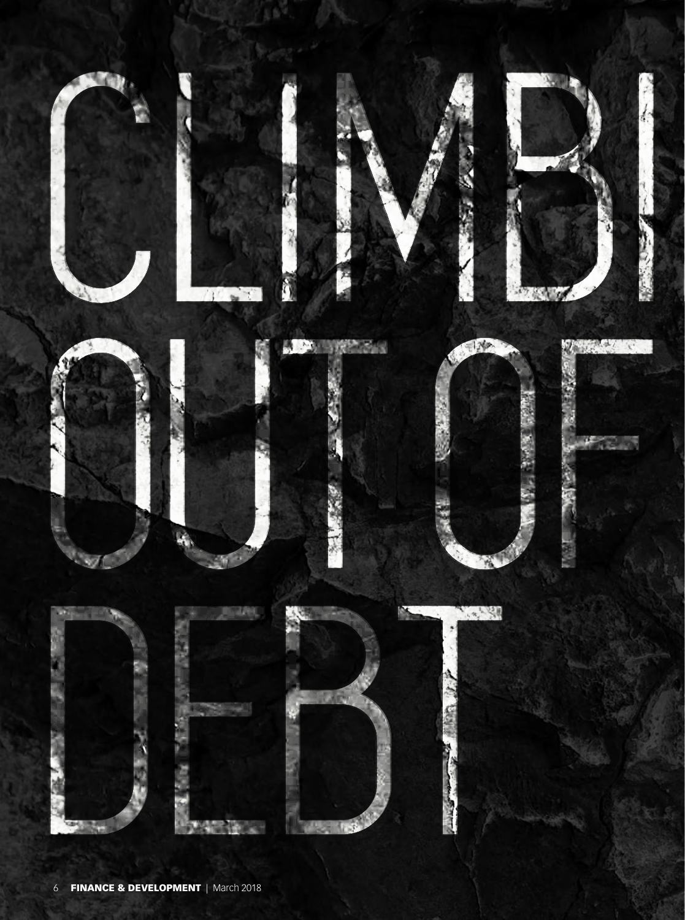# CLIMBING OUT OF DEBT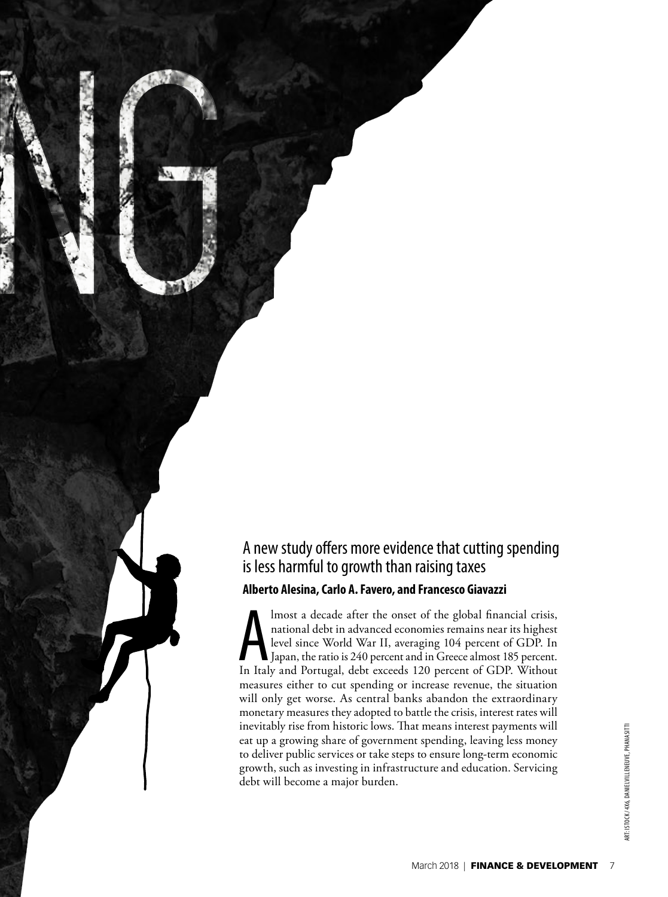NG

A new study offers more evidence that cutting spending is less harmful to growth than raising taxes

**Alberto Alesina, Carlo A. Favero, and Francesco Giavazzi**

Almost a decade after the onset of the global financial crisis, national debt in advanced economies remains near its highest level since World War II, averaging 104 percent of GDP. In Japan, the ratio is 240 percent and in Greece almost 185 percent. In Italy and Portugal, debt exceeds 120 percent of GDP. Without measures either to cut spending or increase revenue, the situation will only get worse. As central banks abandon the extraordinary monetary measures they adopted to battle the crisis, interest rates will inevitably rise from historic lows. That means interest payments will eat up a growing share of government spending, leaving less money to deliver public services or take steps to ensure long-term economic growth, such as investing in infrastructure and education. Servicing debt will become a major burden.

ART: ISTOCK / 4X6, DANIELVILLENEUVE, PHANASITTI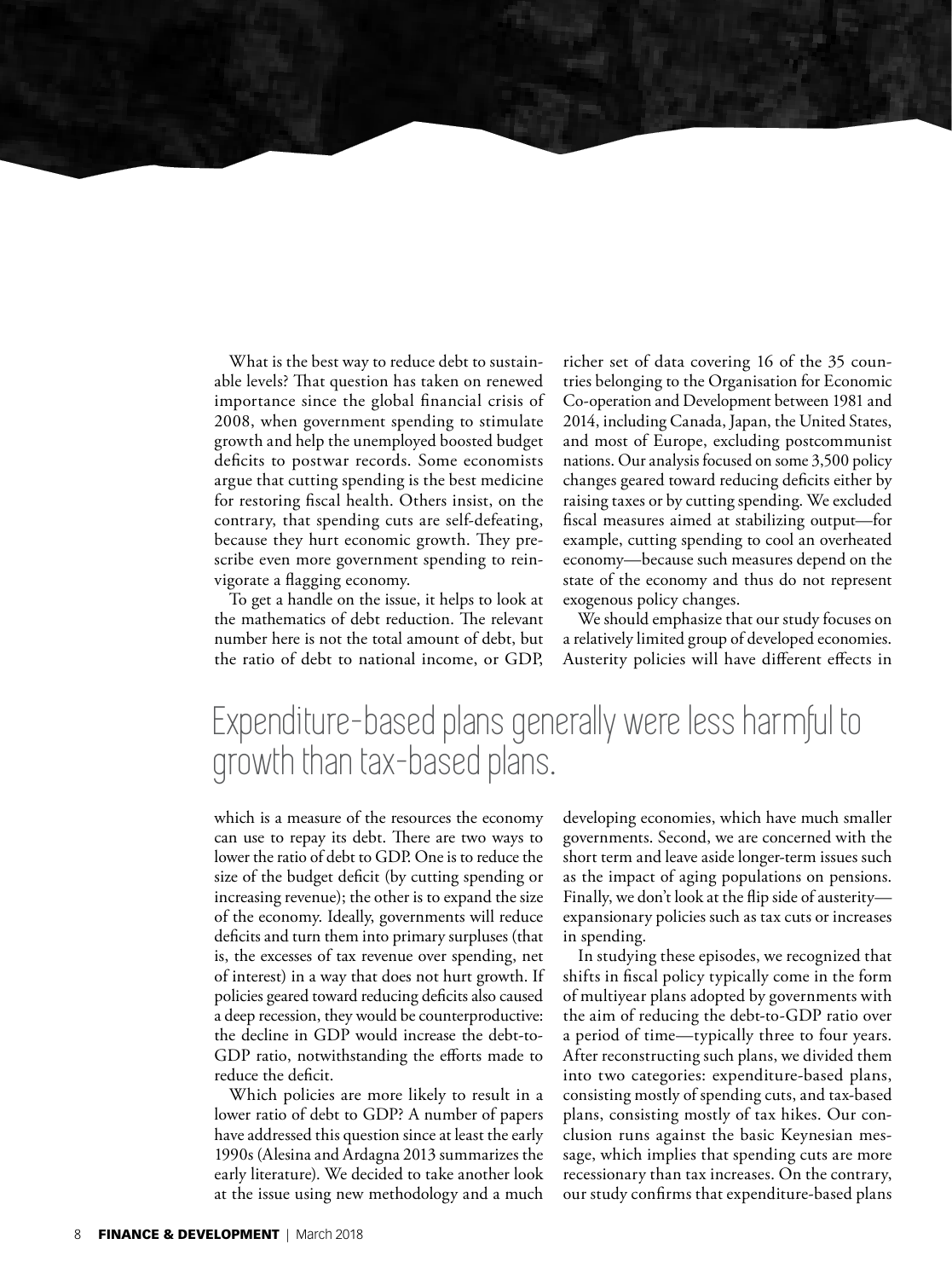What is the best way to reduce debt to sustainable levels? That question has taken on renewed importance since the global financial crisis of 2008, when government spending to stimulate growth and help the unemployed boosted budget deficits to postwar records. Some economists argue that cutting spending is the best medicine for restoring fiscal health. Others insist, on the contrary, that spending cuts are self-defeating, because they hurt economic growth. They prescribe even more government spending to reinvigorate a flagging economy.

To get a handle on the issue, it helps to look at the mathematics of debt reduction. The relevant number here is not the total amount of debt, but the ratio of debt to national income, or GDP, which is a measure of the resources the economy can use to repay its debt. There are two ways to lower the ratio of debt to GDP. One is to reduce the size of the budget deficit (by cutting spending or increasing revenue); the other is to expand the size of the economy. Ideally, governments will reduce deficits and turn them into primary surpluses (that is, the excesses of tax revenue over spending, net of interest) in a way that does not hurt growth. If policies geared toward reducing deficits also caused a deep recession, they would be counterproductive: the decline in GDP would increase the debt-to-GDP ratio, notwithstanding the efforts made to reduce the deficit.

Which policies are more likely to result in a lower ratio of debt to GDP? A number of papers have addressed this question since at least the early 1990s (Alesina and Ardagna 2013 summarizes the early literature). We decided to take another look at the issue using new methodology and a much richer set of data covering 16 of the 35 countries belonging to the Organisation for Economic Co-operation and Development between 1981 and 2014, including Canada, Japan, the United States, and most of Europe, excluding postcommunist nations. Our analysis focused on some 3,500 policy changes geared toward reducing deficits either by raising taxes or by cutting spending. We excluded fiscal measures aimed at stabilizing output—for example, cutting spending to cool an overheated economy—because such measures depend on the state of the economy and thus do not represent exogenous policy changes.

We should emphasize that our study focuses on a relatively limited group of developed economies. Austerity policies will have different effects in developing economies, which have much smaller governments. Second, we are concerned with the short term and leave aside longer-term issues such as the impact of aging populations on pensions. Finally, we don't look at the flip side of austerity—expansionary policies such as tax cuts or increases in spending.

> Expenditure-based plans generally were less harmful to growth than tax-based plans.

In studying these episodes, we recognized that shifts in fiscal policy typically come in the form of multiyear plans adopted by governments with the aim of reducing the debt-to-GDP ratio over a period of time—typically three to four years. After reconstructing such plans, we divided them into two categories: expenditure-based plans, consisting mostly of spending cuts, and tax-based plans, consisting mostly of tax hikes. Our conclusion runs against the basic Keynesian message, which implies that spending cuts are more recessionary than tax increases. On the contrary, our study confirms that expenditure-based plans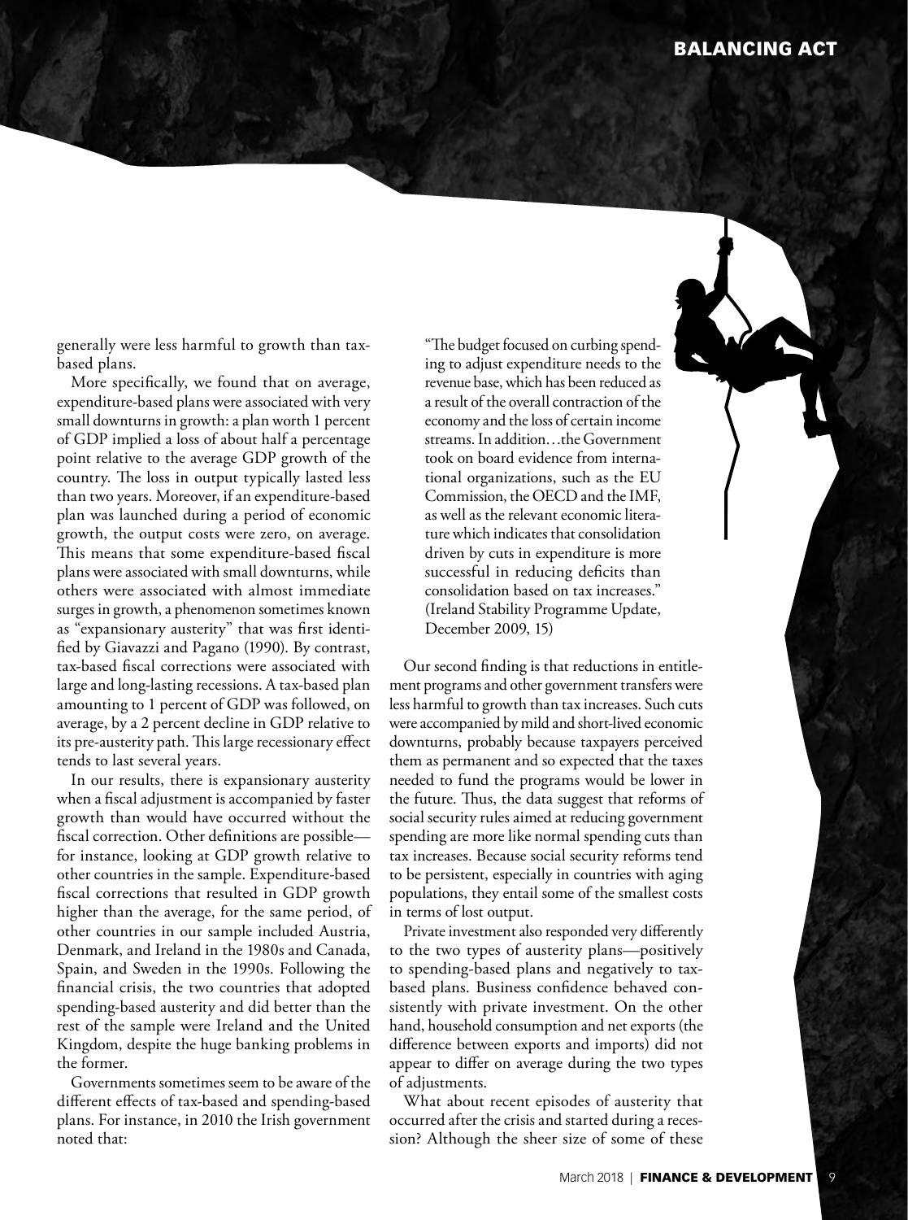generally were less harmful to growth than tax-based plans.

More specifically, we found that on average, expenditure-based plans were associated with very small downturns in growth: a plan worth 1 percent of GDP implied a loss of about half a percentage point relative to the average GDP growth of the country. The loss in output typically lasted less than two years. Moreover, if an expenditure-based plan was launched during a period of economic growth, the output costs were zero, on average. This means that some expenditure-based fiscal plans were associated with small downturns, while others were associated with almost immediate surges in growth, a phenomenon sometimes known as "expansionary austerity" that was first identified by Giavazzi and Pagano (1990). By contrast, tax-based fiscal corrections were associated with large and long-lasting recessions. A tax-based plan amounting to 1 percent of GDP was followed, on average, by a 2 percent decline in GDP relative to its pre-austerity path. This large recessionary effect tends to last several years.

In our results, there is expansionary austerity when a fiscal adjustment is accompanied by faster growth than would have occurred without the fiscal correction. Other definitions are possible—for instance, looking at GDP growth relative to other countries in the sample. Expenditure-based fiscal corrections that resulted in GDP growth higher than the average, for the same period, of other countries in our sample included Austria, Denmark, and Ireland in the 1980s and Canada, Spain, and Sweden in the 1990s. Following the financial crisis, the two countries that adopted spending-based austerity and did better than the rest of the sample were Ireland and the United Kingdom, despite the huge banking problems in the former.

Governments sometimes seem to be aware of the different effects of tax-based and spending-based plans. For instance, in 2010 the Irish government noted that:

> "The budget focused on curbing spending to adjust expenditure needs to the revenue base, which has been reduced as a result of the overall contraction of the economy and the loss of certain income streams. In addition…the Government took on board evidence from international organizations, such as the EU Commission, the OECD and the IMF, as well as the relevant economic literature which indicates that consolidation driven by cuts in expenditure is more successful in reducing deficits than consolidation based on tax increases." (Ireland Stability Programme Update, December 2009, 15)

Our second finding is that reductions in entitlement programs and other government transfers were less harmful to growth than tax increases. Such cuts were accompanied by mild and short-lived economic downturns, probably because taxpayers perceived them as permanent and so expected that the taxes needed to fund the programs would be lower in the future. Thus, the data suggest that reforms of social security rules aimed at reducing government spending are more like normal spending cuts than tax increases. Because social security reforms tend to be persistent, especially in countries with aging populations, they entail some of the smallest costs in terms of lost output.

Private investment also responded very differently to the two types of austerity plans—positively to spending-based plans and negatively to tax-based plans. Business confidence behaved consistently with private investment. On the other hand, household consumption and net exports (the difference between exports and imports) did not appear to differ on average during the two types of adjustments.

What about recent episodes of austerity that occurred after the crisis and started during a recession? Although the sheer size of some of these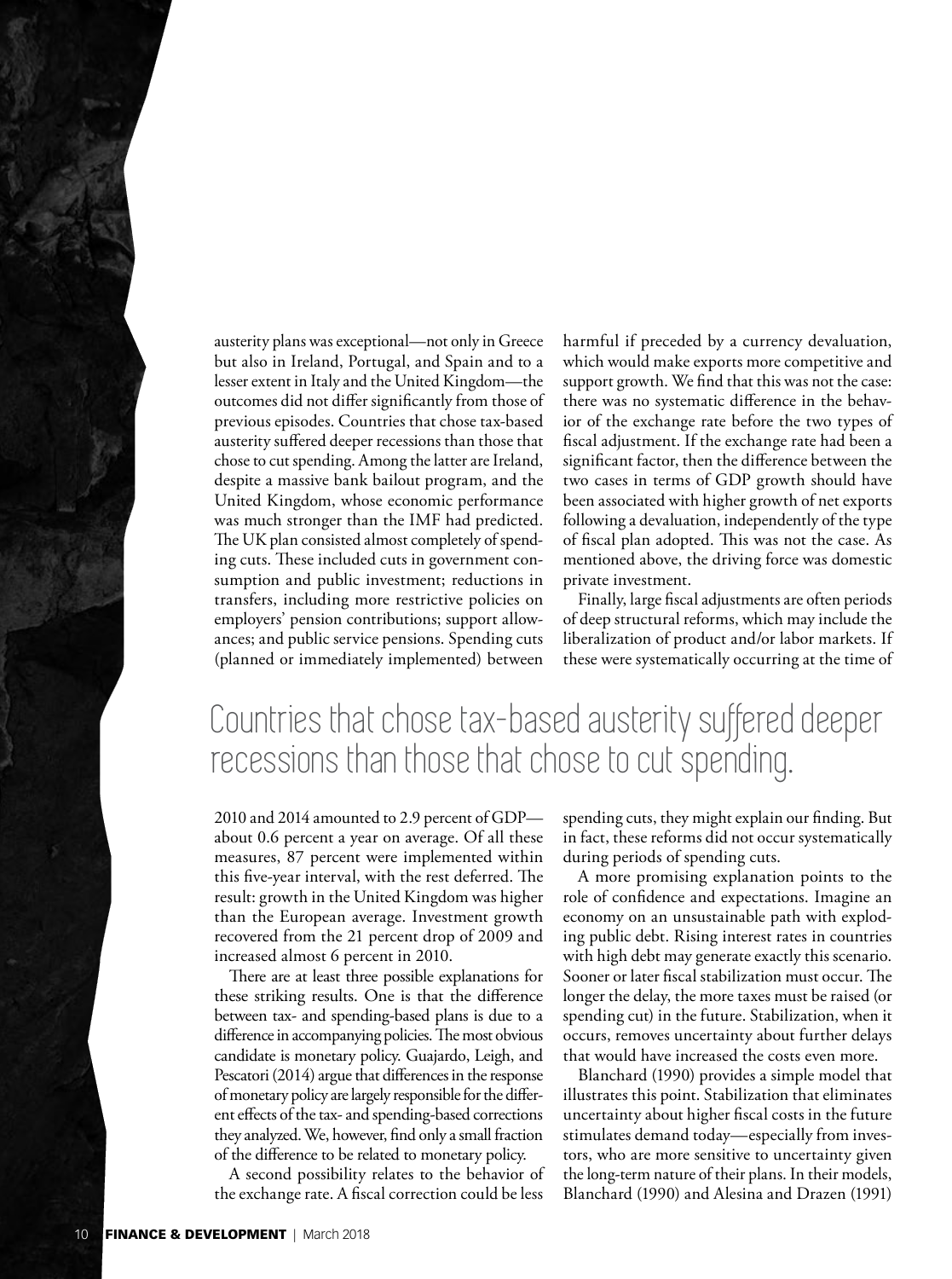austerity plans was exceptional—not only in Greece but also in Ireland, Portugal, and Spain and to a lesser extent in Italy and the United Kingdom—the outcomes did not differ significantly from those of previous episodes. Countries that chose tax-based austerity suffered deeper recessions than those that chose to cut spending. Among the latter are Ireland, despite a massive bank bailout program, and the United Kingdom, whose economic performance was much stronger than the IMF had predicted. The UK plan consisted almost completely of spending cuts. These included cuts in government consumption and public investment; reductions in transfers, including more restrictive policies on employers' pension contributions; support allowances; and public service pensions. Spending cuts (planned or immediately implemented) between 2010 and 2014 amounted to 2.9 percent of GDP—about 0.6 percent a year on average. Of all these measures, 87 percent were implemented within this five-year interval, with the rest deferred. The result: growth in the United Kingdom was higher than the European average. Investment growth recovered from the 21 percent drop of 2009 and increased almost 6 percent in 2010.

There are at least three possible explanations for these striking results. One is that the difference between tax- and spending-based plans is due to a difference in accompanying policies. The most obvious candidate is monetary policy. Guajardo, Leigh, and Pescatori (2014) argue that differences in the response of monetary policy are largely responsible for the different effects of the tax- and spending-based corrections they analyzed. We, however, find only a small fraction of the difference to be related to monetary policy.

A second possibility relates to the behavior of the exchange rate. A fiscal correction could be less harmful if preceded by a currency devaluation, which would make exports more competitive and support growth. We find that this was not the case: there was no systematic difference in the behavior of the exchange rate before the two types of fiscal adjustment. If the exchange rate had been a significant factor, then the difference between the two cases in terms of GDP growth should have been associated with higher growth of net exports following a devaluation, independently of the type of fiscal plan adopted. This was not the case. As mentioned above, the driving force was domestic private investment.

Finally, large fiscal adjustments are often periods of deep structural reforms, which may include the liberalization of product and/or labor markets. If these were systematically occurring at the time of spending cuts, they might explain our finding. But in fact, these reforms did not occur systematically during periods of spending cuts.

> Countries that chose tax-based austerity suffered deeper recessions than those that chose to cut spending.

A more promising explanation points to the role of confidence and expectations. Imagine an economy on an unsustainable path with exploding public debt. Rising interest rates in countries with high debt may generate exactly this scenario. Sooner or later fiscal stabilization must occur. The longer the delay, the more taxes must be raised (or spending cut) in the future. Stabilization, when it occurs, removes uncertainty about further delays that would have increased the costs even more.

Blanchard (1990) provides a simple model that illustrates this point. Stabilization that eliminates uncertainty about higher fiscal costs in the future stimulates demand today—especially from investors, who are more sensitive to uncertainty given the long-term nature of their plans. In their models, Blanchard (1990) and Alesina and Drazen (1991)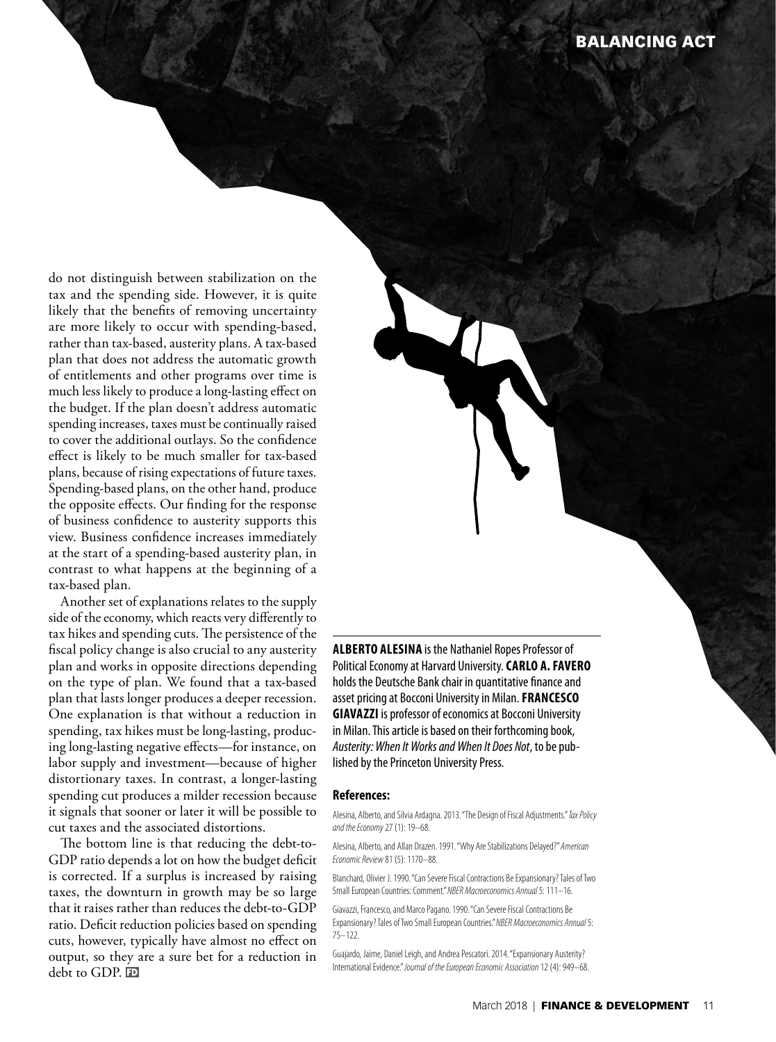do not distinguish between stabilization on the tax and the spending side. However, it is quite likely that the benefits of removing uncertainty are more likely to occur with spending-based, rather than tax-based, austerity plans. A tax-based plan that does not address the automatic growth of entitlements and other programs over time is much less likely to produce a long-lasting effect on the budget. If the plan doesn't address automatic spending increases, taxes must be continually raised to cover the additional outlays. So the confidence effect is likely to be much smaller for tax-based plans, because of rising expectations of future taxes. Spending-based plans, on the other hand, produce the opposite effects. Our finding for the response of business confidence to austerity supports this view. Business confidence increases immediately at the start of a spending-based austerity plan, in contrast to what happens at the beginning of a tax-based plan.

Another set of explanations relates to the supply side of the economy, which reacts very differently to tax hikes and spending cuts. The persistence of the fiscal policy change is also crucial to any austerity plan and works in opposite directions depending on the type of plan. We found that a tax-based plan that lasts longer produces a deeper recession. One explanation is that without a reduction in spending, tax hikes must be long-lasting, producing long-lasting negative effects—for instance, on labor supply and investment—because of higher distortionary taxes. In contrast, a longer-lasting spending cut produces a milder recession because it signals that sooner or later it will be possible to cut taxes and the associated distortions.

The bottom line is that reducing the debt-to-GDP ratio depends a lot on how the budget deficit is corrected. If a surplus is increased by raising taxes, the downturn in growth may be so large that it raises rather than reduces the debt-to-GDP ratio. Deficit reduction policies based on spending cuts, however, typically have almost no effect on output, so they are a sure bet for a reduction in debt to GDP. FD

**ALBERTO ALESINA** is the Nathaniel Ropes Professor of Political Economy at Harvard University. **CARLO A. FAVERO** holds the Deutsche Bank chair in quantitative finance and asset pricing at Bocconi University in Milan. **FRANCESCO GIAVAZZI** is professor of economics at Bocconi University in Milan. This article is based on their forthcoming book, *Austerity: When It Works and When It Does Not*, to be published by the Princeton University Press.

**References:**

Alesina, Alberto, and Silvia Ardagna. 2013. "The Design of Fiscal Adjustments." *Tax Policy and the Economy* 27 (1): 19–68.

Alesina, Alberto, and Allan Drazen. 1991. "Why Are Stabilizations Delayed?" *American Economic Review* 81 (5): 1170–88.

Blanchard, Olivier J. 1990. "Can Severe Fiscal Contractions Be Expansionary? Tales of Two Small European Countries: Comment." *NBER Macroeconomics Annual* 5: 111–16.

Giavazzi, Francesco, and Marco Pagano. 1990. "Can Severe Fiscal Contractions Be Expansionary? Tales of Two Small European Countries." *NBER Macroeconomics Annual* 5: 75–122.

Guajardo, Jaime, Daniel Leigh, and Andrea Pescatori. 2014. "Expansionary Austerity? International Evidence." *Journal of the European Economic Association* 12 (4): 949–68.